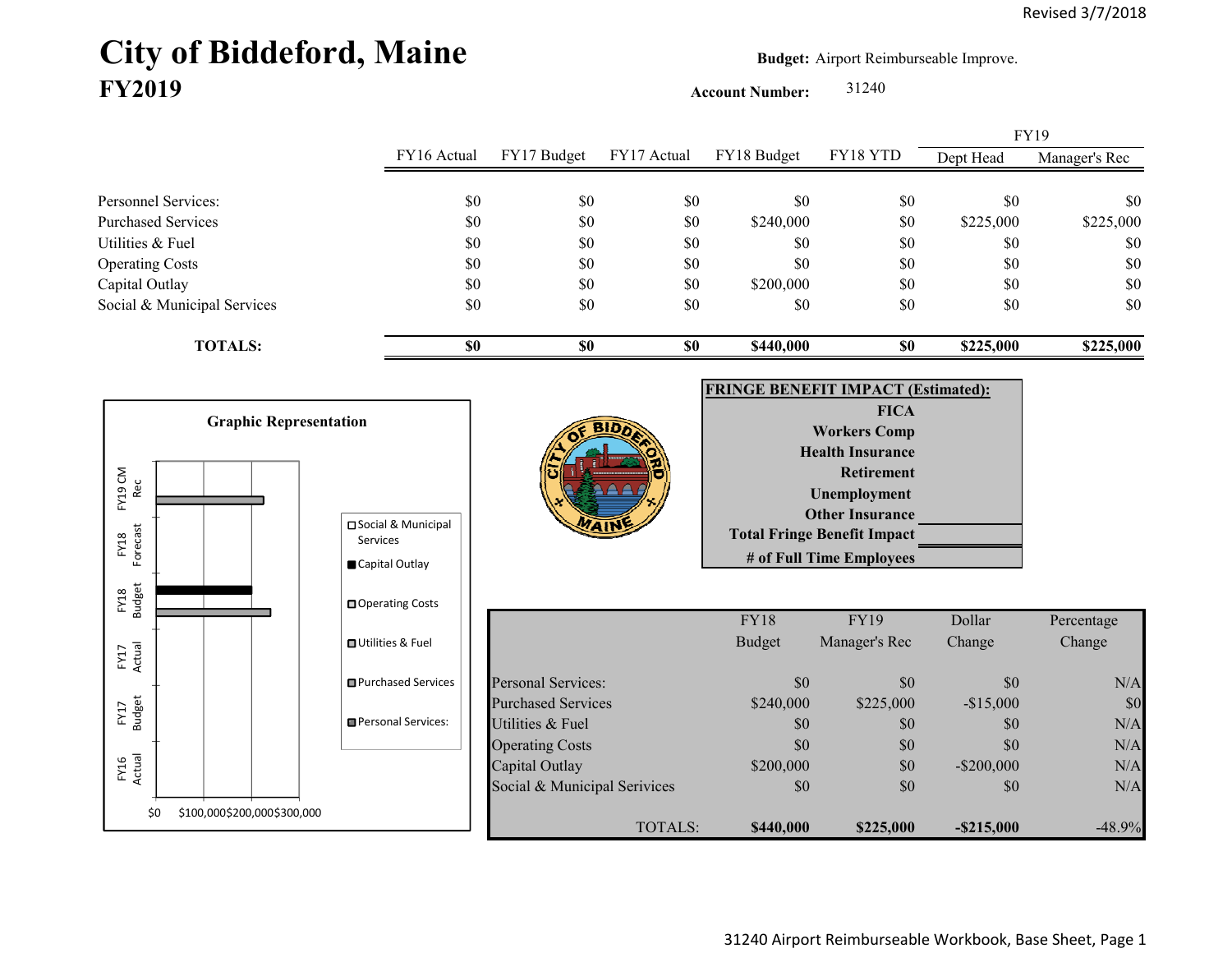Revised 3/7/2018

# City of Biddeford, Maine
## FY2019

**Budget:** Airport Reimburseable Improve.

**Account Number:** 31240

| | FY16 Actual | FY17 Budget | FY17 Actual | FY18 Budget | FY18 YTD | FY19 Dept Head | FY19 Manager's Rec |
|---|---|---|---|---|---|---|---|
| Personnel Services: | $0 | $0 | $0 | $0 | $0 | $0 | $0 |
| Purchased Services | $0 | $0 | $0 | $240,000 | $0 | $225,000 | $225,000 |
| Utilities & Fuel | $0 | $0 | $0 | $0 | $0 | $0 | $0 |
| Operating Costs | $0 | $0 | $0 | $0 | $0 | $0 | $0 |
| Capital Outlay | $0 | $0 | $0 | $200,000 | $0 | $0 | $0 |
| Social & Municipal Services | $0 | $0 | $0 | $0 | $0 | $0 | $0 |
| **TOTALS:** | **$0** | **$0** | **$0** | **$440,000** | **$0** | **$225,000** | **$225,000** |

**Graphic Representation**

**FRINGE BENEFIT IMPACT (Estimated):**

| | |
|---|---|
| **FICA** | |
| **Workers Comp** | |
| **Health Insurance** | |
| **Retirement** | |
| **Unemployment** | |
| **Other Insurance** | |
| **Total Fringe Benefit Impact** | |
| **# of Full Time Employees** | |

| | FY18 Budget | FY19 Manager's Rec | Dollar Change | Percentage Change |
|---|---|---|---|---|
| Personal Services: | $0 | $0 | $0 | N/A |
| Purchased Services | $240,000 | $225,000 | -$15,000 | $0 |
| Utilities & Fuel | $0 | $0 | $0 | N/A |
| Operating Costs | $0 | $0 | $0 | N/A |
| Capital Outlay | $200,000 | $0 | -$200,000 | N/A |
| Social & Municipal Services | $0 | $0 | $0 | N/A |
| TOTALS: | **$440,000** | **$225,000** | **-$215,000** | -48.9% |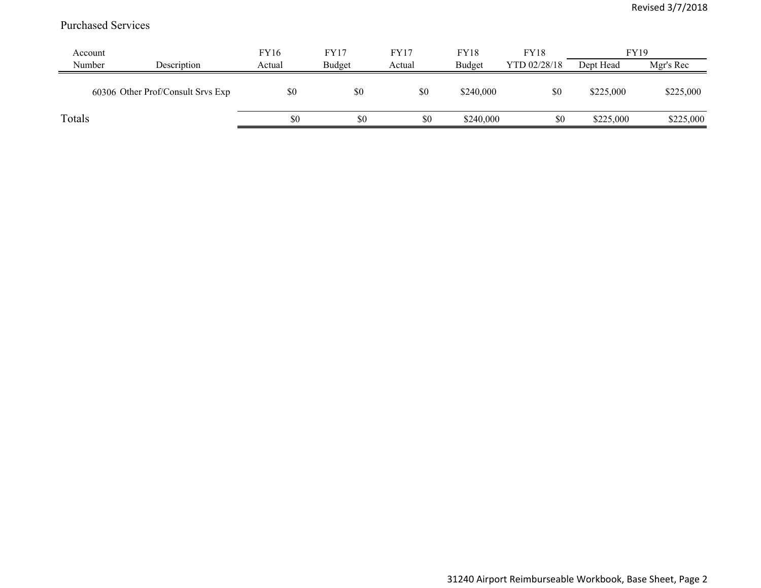## Purchased Services

| Account Number | Description | FY16 Actual | FY17 Budget | FY17 Actual | FY18 Budget | FY18 YTD 02/28/18 | FY19 Dept Head | FY19 Mgr's Rec |
|---|---|---|---|---|---|---|---|---|
| 60306 | Other Prof/Consult Srvs Exp | $0 | $0 | $0 | $240,000 | $0 | $225,000 | $225,000 |
| Totals | | $0 | $0 | $0 | $240,000 | $0 | $225,000 | $225,000 |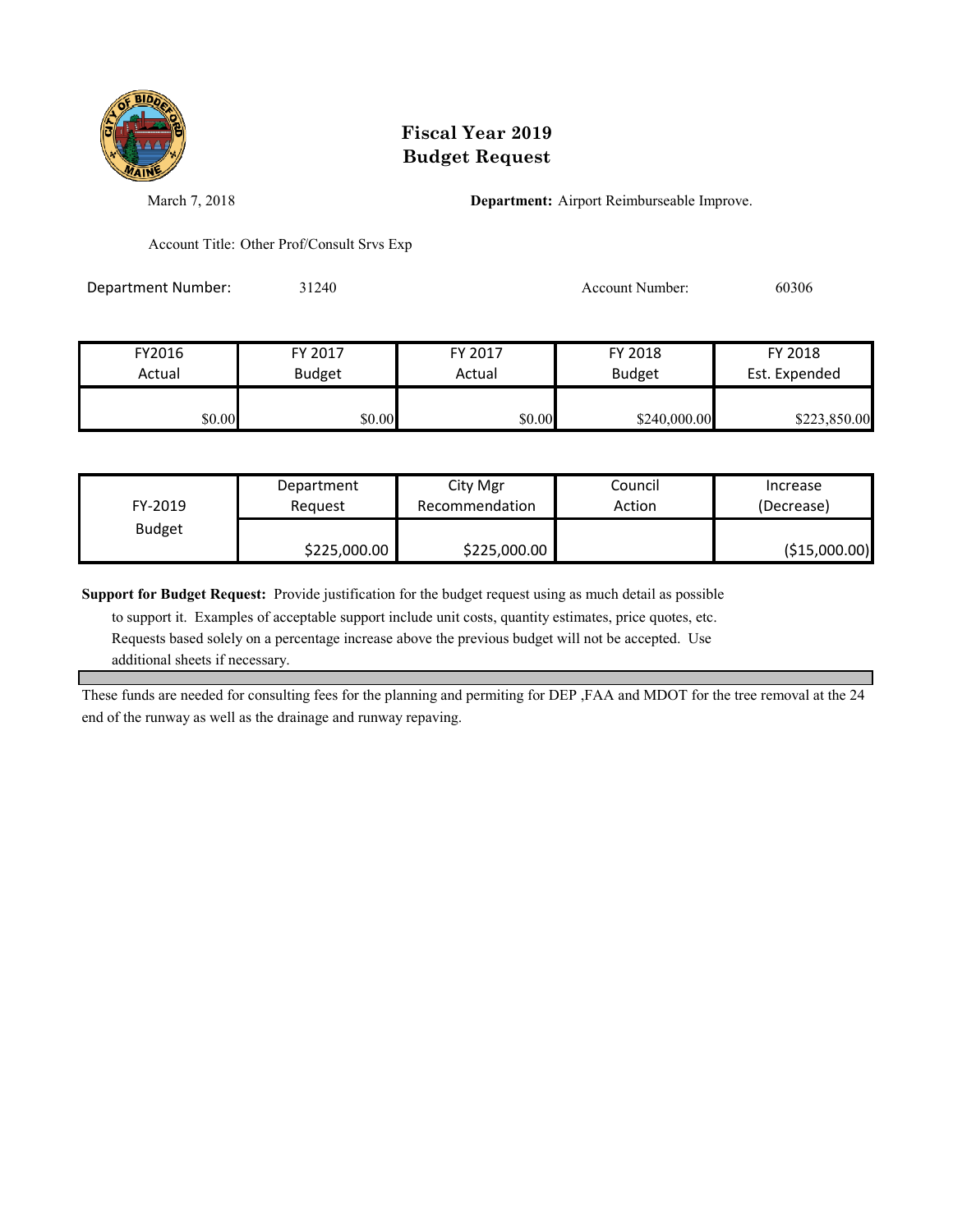# Fiscal Year 2019
# Budget Request

March 7, 2018

**Department:** Airport Reimburseable Improve.

Account Title: Other Prof/Consult Srvs Exp

Department Number: 31240

Account Number: 60306

| FY2016 Actual | FY 2017 Budget | FY 2017 Actual | FY 2018 Budget | FY 2018 Est. Expended |
|---|---|---|---|---|
| $0.00 | $0.00 | $0.00 | $240,000.00 | $223,850.00 |

| FY-2019 Budget | Department Request | City Mgr Recommendation | Council Action | Increase (Decrease) |
|---|---|---|---|---|
| | $225,000.00 | $225,000.00 | | ($15,000.00) |

**Support for Budget Request:** Provide justification for the budget request using as much detail as possible to support it. Examples of acceptable support include unit costs, quantity estimates, price quotes, etc. Requests based solely on a percentage increase above the previous budget will not be accepted. Use additional sheets if necessary.

These funds are needed for consulting fees for the planning and permiting for DEP ,FAA and MDOT for the tree removal at the 24 end of the runway as well as the drainage and runway repaving.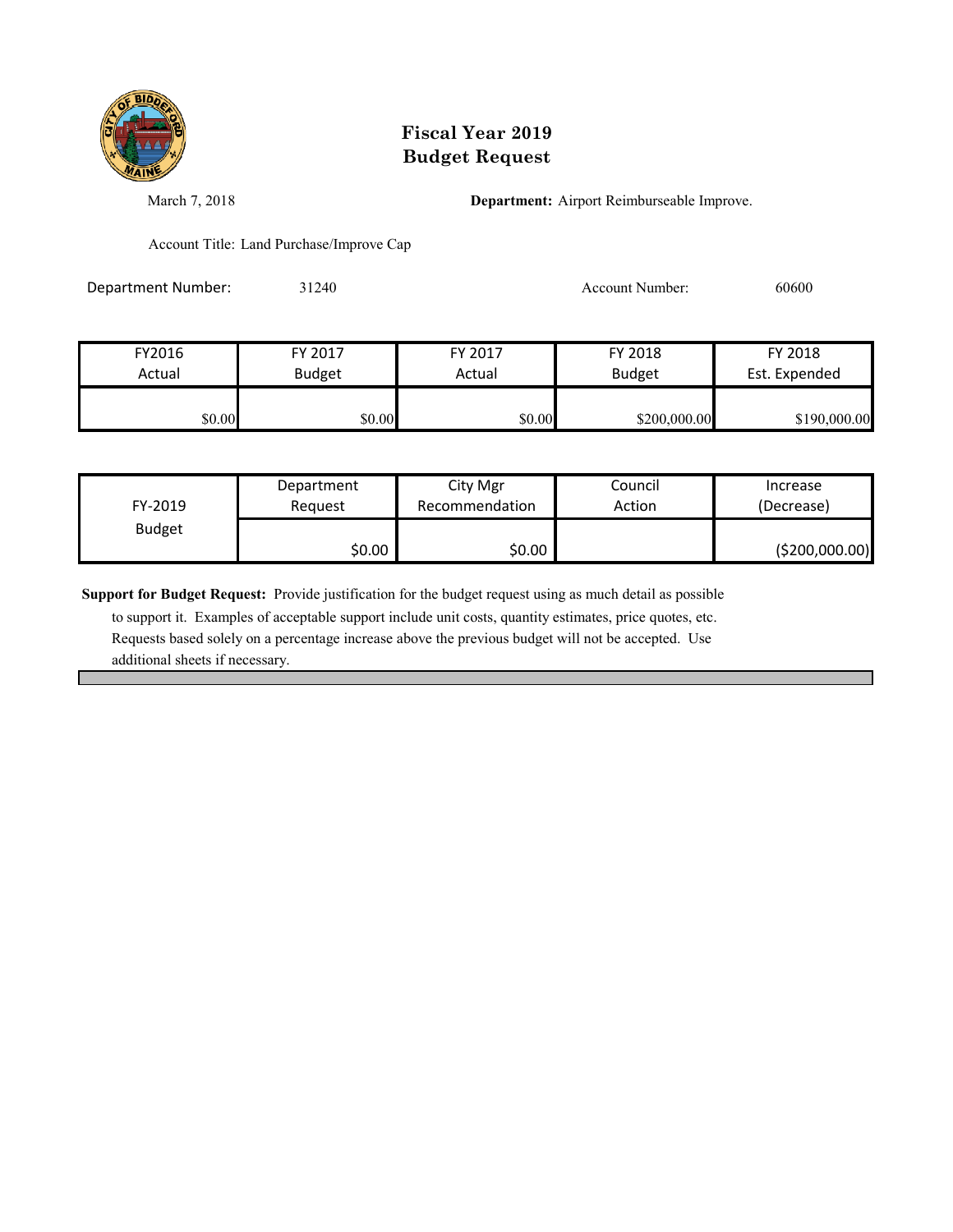# Fiscal Year 2019
# Budget Request

March 7, 2018

**Department:** Airport Reimburseable Improve.

Account Title: Land Purchase/Improve Cap

Department Number: 31240

Account Number: 60600

| FY2016 Actual | FY 2017 Budget | FY 2017 Actual | FY 2018 Budget | FY 2018 Est. Expended |
|---|---|---|---|---|
| $0.00 | $0.00 | $0.00 | $200,000.00 | $190,000.00 |

| FY-2019 Budget | Department Request | City Mgr Recommendation | Council Action | Increase (Decrease) |
|---|---|---|---|---|
| | $0.00 | $0.00 | | ($200,000.00) |

**Support for Budget Request:** Provide justification for the budget request using as much detail as possible to support it. Examples of acceptable support include unit costs, quantity estimates, price quotes, etc. Requests based solely on a percentage increase above the previous budget will not be accepted. Use additional sheets if necessary.